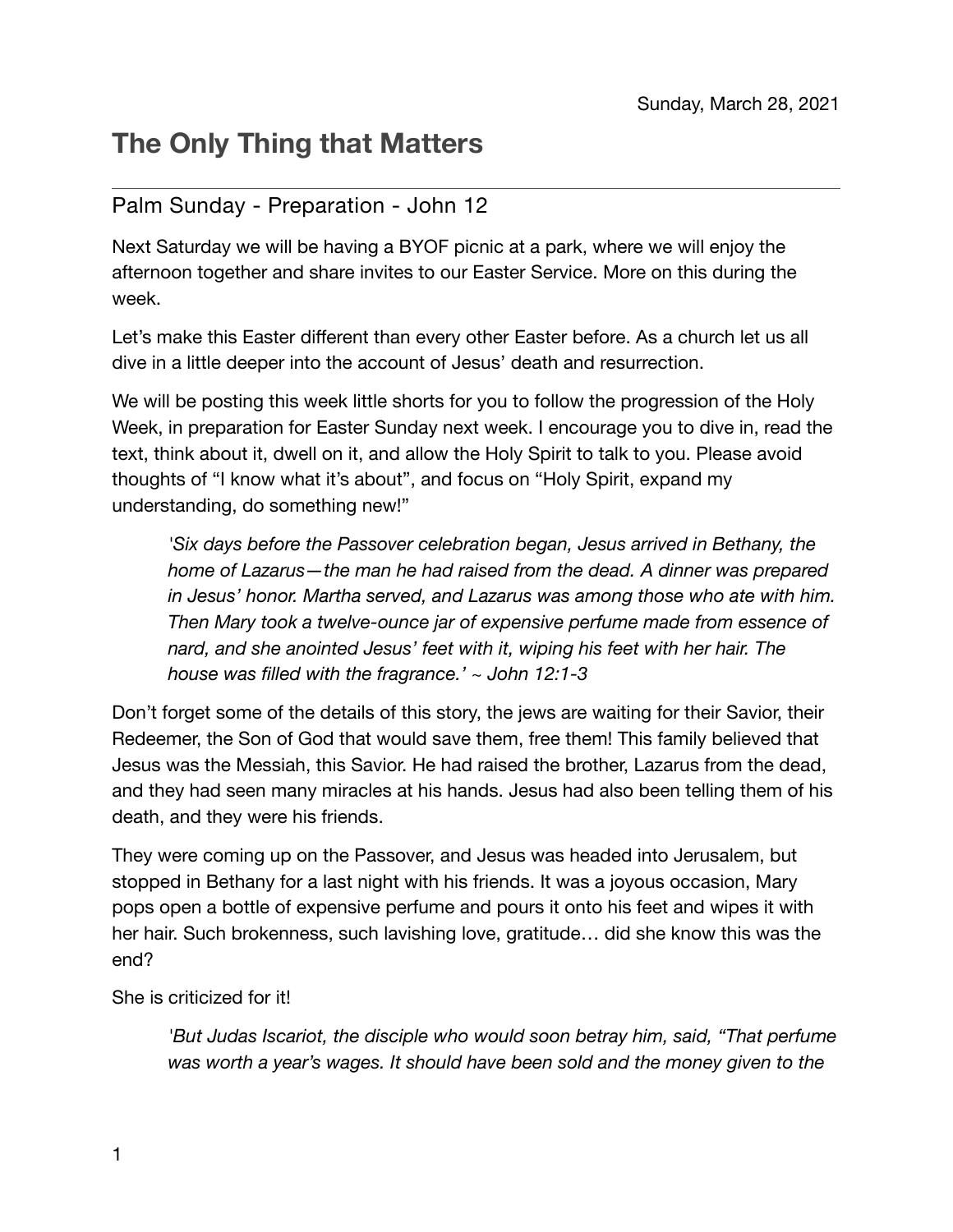Sunday, March 28, 2021

# The Only Thing that Matters

---

## Palm Sunday - Preparation - John 12

Next Saturday we will be having a BYOF picnic at a park, where we will enjoy the afternoon together and share invites to our Easter Service. More on this during the week.

Let's make this Easter different than every other Easter before. As a church let us all dive in a little deeper into the account of Jesus' death and resurrection.

We will be posting this week little shorts for you to follow the progression of the Holy Week, in preparation for Easter Sunday next week. I encourage you to dive in, read the text, think about it, dwell on it, and allow the Holy Spirit to talk to you. Please avoid thoughts of "I know what it's about", and focus on "Holy Spirit, expand my understanding, do something new!"

> *'Six days before the Passover celebration began, Jesus arrived in Bethany, the home of Lazarus—the man he had raised from the dead. A dinner was prepared in Jesus' honor. Martha served, and Lazarus was among those who ate with him. Then Mary took a twelve-ounce jar of expensive perfume made from essence of nard, and she anointed Jesus' feet with it, wiping his feet with her hair. The house was filled with the fragrance.' ~ John 12:1-3*

Don't forget some of the details of this story, the jews are waiting for their Savior, their Redeemer, the Son of God that would save them, free them! This family believed that Jesus was the Messiah, this Savior. He had raised the brother, Lazarus from the dead, and they had seen many miracles at his hands. Jesus had also been telling them of his death, and they were his friends.

They were coming up on the Passover, and Jesus was headed into Jerusalem, but stopped in Bethany for a last night with his friends. It was a joyous occasion, Mary pops open a bottle of expensive perfume and pours it onto his feet and wipes it with her hair. Such brokenness, such lavishing love, gratitude… did she know this was the end?

She is criticized for it!

> *'But Judas Iscariot, the disciple who would soon betray him, said, "That perfume was worth a year's wages. It should have been sold and the money given to the*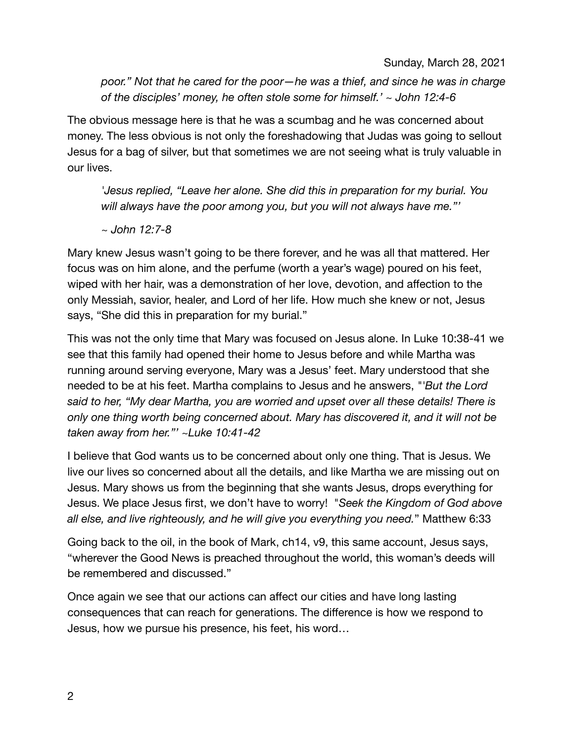Sunday, March 28, 2021

> *poor." Not that he cared for the poor—he was a thief, and since he was in charge of the disciples' money, he often stole some for himself.' ~ John 12:4-6*

The obvious message here is that he was a scumbag and he was concerned about money. The less obvious is not only the foreshadowing that Judas was going to sellout Jesus for a bag of silver, but that sometimes we are not seeing what is truly valuable in our lives.

> *'Jesus replied, "Leave her alone. She did this in preparation for my burial. You will always have the poor among you, but you will not always have me."'*
>
> *~ John 12:7-8*

Mary knew Jesus wasn't going to be there forever, and he was all that mattered. Her focus was on him alone, and the perfume (worth a year's wage) poured on his feet, wiped with her hair, was a demonstration of her love, devotion, and affection to the only Messiah, savior, healer, and Lord of her life. How much she knew or not, Jesus says, "She did this in preparation for my burial."

This was not the only time that Mary was focused on Jesus alone. In Luke 10:38-41 we see that this family had opened their home to Jesus before and while Martha was running around serving everyone, Mary was a Jesus' feet. Mary understood that she needed to be at his feet. Martha complains to Jesus and he answers, "*'But the Lord said to her, "My dear Martha, you are worried and upset over all these details! There is only one thing worth being concerned about. Mary has discovered it, and it will not be taken away from her."' ~Luke 10:41-42*

I believe that God wants us to be concerned about only one thing. That is Jesus. We live our lives so concerned about all the details, and like Martha we are missing out on Jesus. Mary shows us from the beginning that she wants Jesus, drops everything for Jesus. We place Jesus first, we don't have to worry! "*Seek the Kingdom of God above all else, and live righteously, and he will give you everything you need.*" Matthew 6:33

Going back to the oil, in the book of Mark, ch14, v9, this same account, Jesus says, "wherever the Good News is preached throughout the world, this woman's deeds will be remembered and discussed."

Once again we see that our actions can affect our cities and have long lasting consequences that can reach for generations. The difference is how we respond to Jesus, how we pursue his presence, his feet, his word…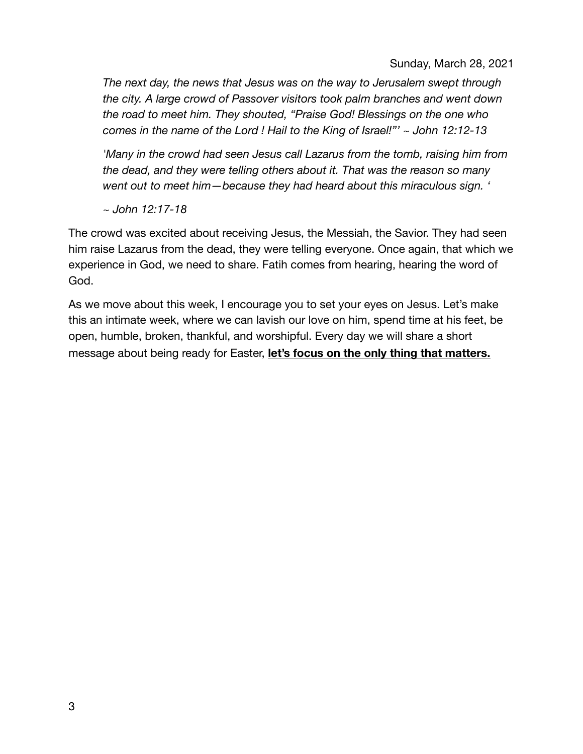Sunday, March 28, 2021

*The next day, the news that Jesus was on the way to Jerusalem swept through the city. A large crowd of Passover visitors took palm branches and went down the road to meet him. They shouted, "Praise God! Blessings on the one who comes in the name of the Lord ! Hail to the King of Israel!"' ~ John 12:12-13*

*'Many in the crowd had seen Jesus call Lazarus from the tomb, raising him from the dead, and they were telling others about it. That was the reason so many went out to meet him—because they had heard about this miraculous sign. '*

*~ John 12:17-18*

The crowd was excited about receiving Jesus, the Messiah, the Savior. They had seen him raise Lazarus from the dead, they were telling everyone. Once again, that which we experience in God, we need to share. Fatih comes from hearing, hearing the word of God.

As we move about this week, I encourage you to set your eyes on Jesus. Let's make this an intimate week, where we can lavish our love on him, spend time at his feet, be open, humble, broken, thankful, and worshipful. Every day we will share a short message about being ready for Easter, **<u>let's focus on the only thing that matters.</u>**